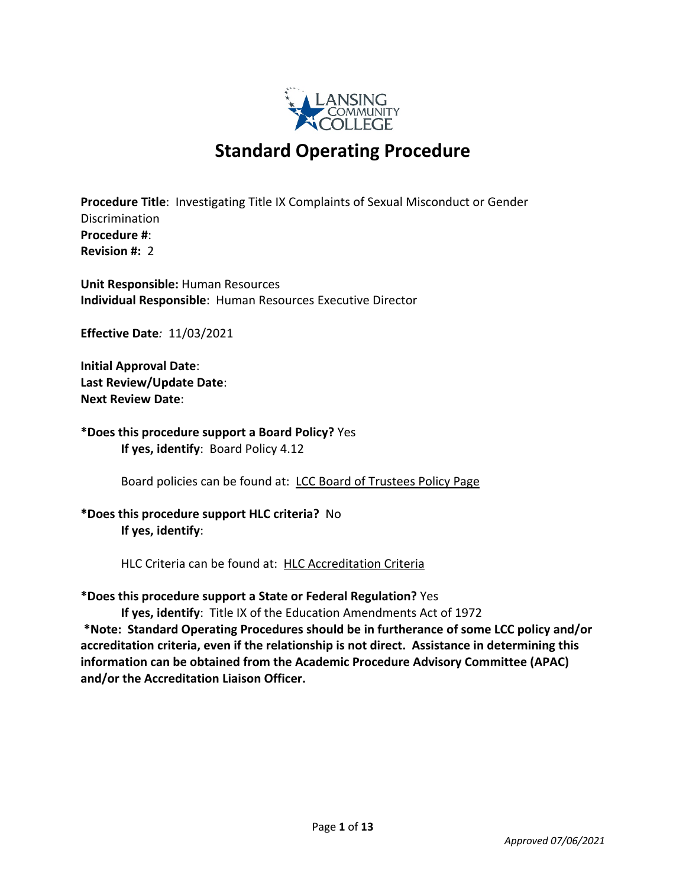# Standard Operating Procedure

**Procedure Title**: Investigating Title IX Complaints of Sexual Misconduct or Gender Discrimination
**Procedure #**:
**Revision #:** 2

**Unit Responsible:** Human Resources
**Individual Responsible**: Human Resources Executive Director

**Effective Date***:* 11/03/2021

**Initial Approval Date**:
**Last Review/Update Date**:
**Next Review Date**:

**\*Does this procedure support a Board Policy?** Yes
**If yes, identify**: Board Policy 4.12

Board policies can be found at: LCC Board of Trustees Policy Page

**\*Does this procedure support HLC criteria?** No
**If yes, identify**:

HLC Criteria can be found at: HLC Accreditation Criteria

**\*Does this procedure support a State or Federal Regulation?** Yes
**If yes, identify**: Title IX of the Education Amendments Act of 1972

**\*Note: Standard Operating Procedures should be in furtherance of some LCC policy and/or accreditation criteria, even if the relationship is not direct. Assistance in determining this information can be obtained from the Academic Procedure Advisory Committee (APAC) and/or the Accreditation Liaison Officer.**

*Approved 07/06/2021*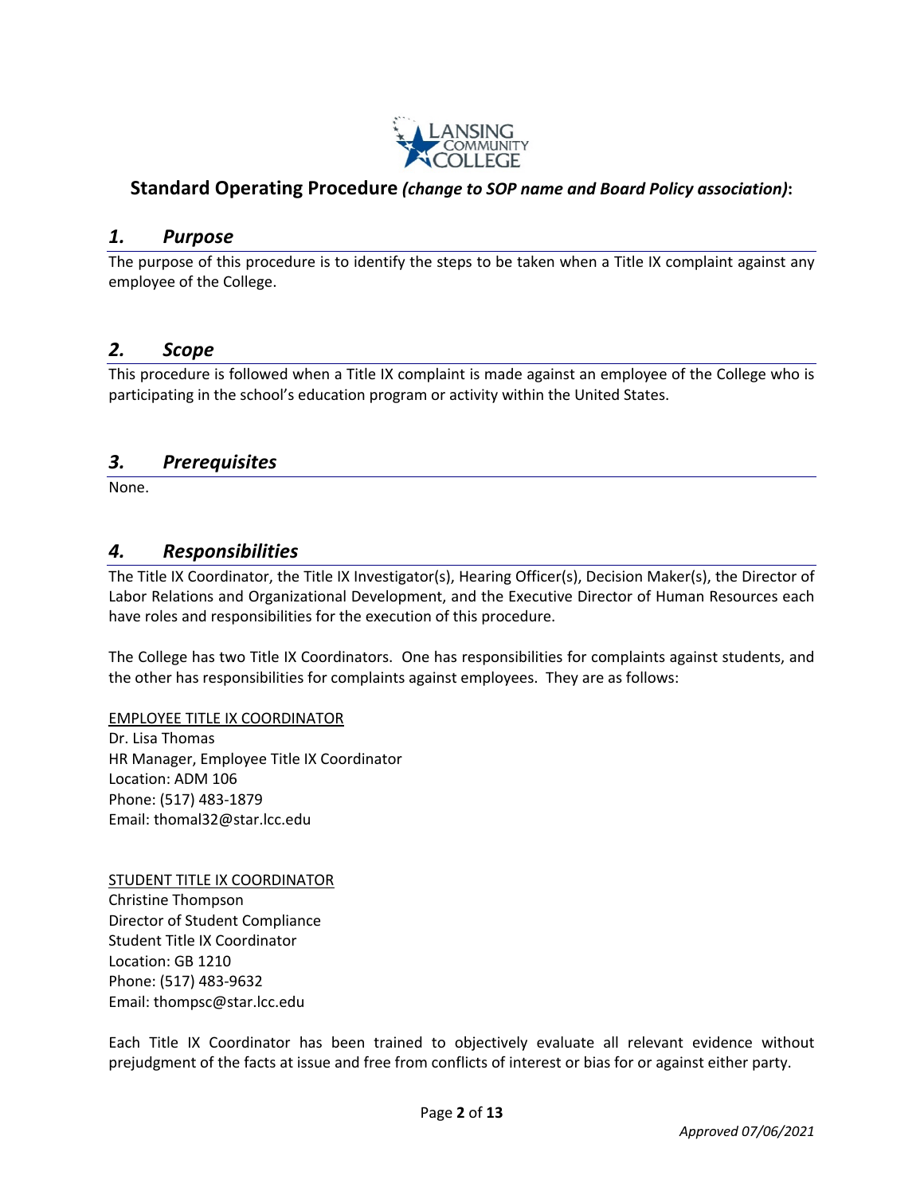## Standard Operating Procedure *(change to SOP name and Board Policy association)*:

### *1. Purpose*

The purpose of this procedure is to identify the steps to be taken when a Title IX complaint against any employee of the College.

### *2. Scope*

This procedure is followed when a Title IX complaint is made against an employee of the College who is participating in the school's education program or activity within the United States.

### *3. Prerequisites*

None.

### *4. Responsibilities*

The Title IX Coordinator, the Title IX Investigator(s), Hearing Officer(s), Decision Maker(s), the Director of Labor Relations and Organizational Development, and the Executive Director of Human Resources each have roles and responsibilities for the execution of this procedure.

The College has two Title IX Coordinators. One has responsibilities for complaints against students, and the other has responsibilities for complaints against employees. They are as follows:

<u>EMPLOYEE TITLE IX COORDINATOR</u>
Dr. Lisa Thomas
HR Manager, Employee Title IX Coordinator
Location: ADM 106
Phone: (517) 483-1879
Email: thomal32@star.lcc.edu

<u>STUDENT TITLE IX COORDINATOR</u>
Christine Thompson
Director of Student Compliance
Student Title IX Coordinator
Location: GB 1210
Phone: (517) 483-9632
Email: thompsc@star.lcc.edu

Each Title IX Coordinator has been trained to objectively evaluate all relevant evidence without prejudgment of the facts at issue and free from conflicts of interest or bias for or against either party.

*Approved 07/06/2021*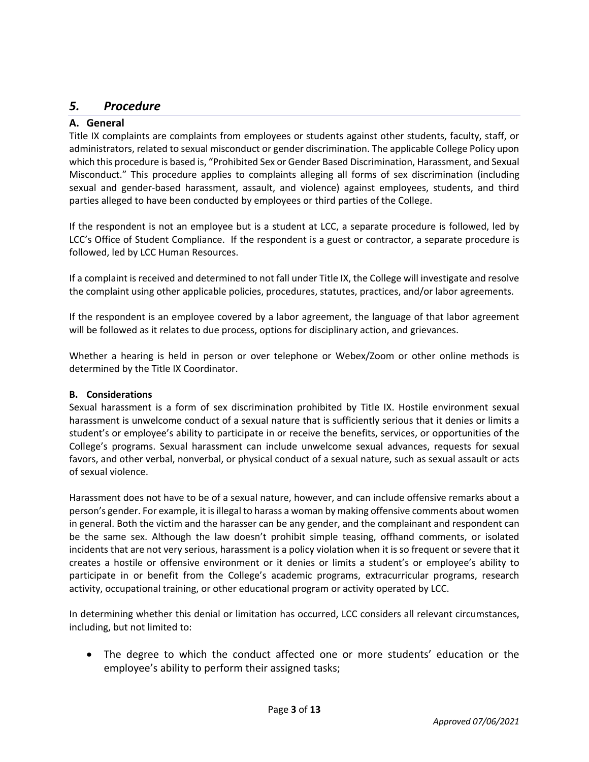## *5. Procedure*

### A. General

Title IX complaints are complaints from employees or students against other students, faculty, staff, or administrators, related to sexual misconduct or gender discrimination. The applicable College Policy upon which this procedure is based is, "Prohibited Sex or Gender Based Discrimination, Harassment, and Sexual Misconduct." This procedure applies to complaints alleging all forms of sex discrimination (including sexual and gender-based harassment, assault, and violence) against employees, students, and third parties alleged to have been conducted by employees or third parties of the College.

If the respondent is not an employee but is a student at LCC, a separate procedure is followed, led by LCC's Office of Student Compliance. If the respondent is a guest or contractor, a separate procedure is followed, led by LCC Human Resources.

If a complaint is received and determined to not fall under Title IX, the College will investigate and resolve the complaint using other applicable policies, procedures, statutes, practices, and/or labor agreements.

If the respondent is an employee covered by a labor agreement, the language of that labor agreement will be followed as it relates to due process, options for disciplinary action, and grievances.

Whether a hearing is held in person or over telephone or Webex/Zoom or other online methods is determined by the Title IX Coordinator.

#### B. Considerations

Sexual harassment is a form of sex discrimination prohibited by Title IX. Hostile environment sexual harassment is unwelcome conduct of a sexual nature that is sufficiently serious that it denies or limits a student's or employee's ability to participate in or receive the benefits, services, or opportunities of the College's programs. Sexual harassment can include unwelcome sexual advances, requests for sexual favors, and other verbal, nonverbal, or physical conduct of a sexual nature, such as sexual assault or acts of sexual violence.

Harassment does not have to be of a sexual nature, however, and can include offensive remarks about a person's gender. For example, it is illegal to harass a woman by making offensive comments about women in general. Both the victim and the harasser can be any gender, and the complainant and respondent can be the same sex. Although the law doesn't prohibit simple teasing, offhand comments, or isolated incidents that are not very serious, harassment is a policy violation when it is so frequent or severe that it creates a hostile or offensive environment or it denies or limits a student's or employee's ability to participate in or benefit from the College's academic programs, extracurricular programs, research activity, occupational training, or other educational program or activity operated by LCC.

In determining whether this denial or limitation has occurred, LCC considers all relevant circumstances, including, but not limited to:

- The degree to which the conduct affected one or more students' education or the employee's ability to perform their assigned tasks;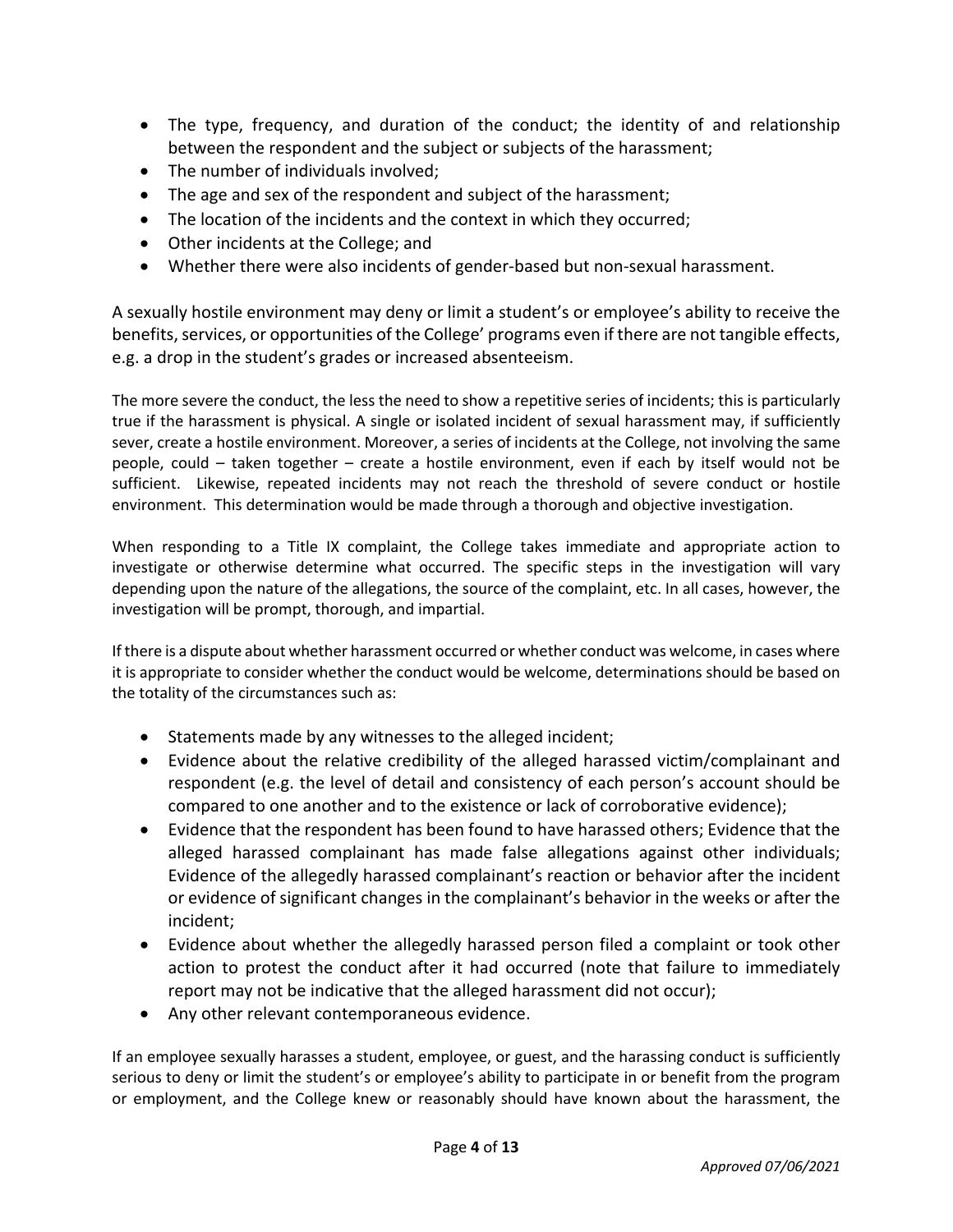- The type, frequency, and duration of the conduct; the identity of and relationship between the respondent and the subject or subjects of the harassment;
- The number of individuals involved;
- The age and sex of the respondent and subject of the harassment;
- The location of the incidents and the context in which they occurred;
- Other incidents at the College; and
- Whether there were also incidents of gender-based but non-sexual harassment.

A sexually hostile environment may deny or limit a student's or employee's ability to receive the benefits, services, or opportunities of the College' programs even if there are not tangible effects, e.g. a drop in the student's grades or increased absenteeism.

The more severe the conduct, the less the need to show a repetitive series of incidents; this is particularly true if the harassment is physical. A single or isolated incident of sexual harassment may, if sufficiently sever, create a hostile environment. Moreover, a series of incidents at the College, not involving the same people, could – taken together – create a hostile environment, even if each by itself would not be sufficient. Likewise, repeated incidents may not reach the threshold of severe conduct or hostile environment. This determination would be made through a thorough and objective investigation.

When responding to a Title IX complaint, the College takes immediate and appropriate action to investigate or otherwise determine what occurred. The specific steps in the investigation will vary depending upon the nature of the allegations, the source of the complaint, etc. In all cases, however, the investigation will be prompt, thorough, and impartial.

If there is a dispute about whether harassment occurred or whether conduct was welcome, in cases where it is appropriate to consider whether the conduct would be welcome, determinations should be based on the totality of the circumstances such as:

- Statements made by any witnesses to the alleged incident;
- Evidence about the relative credibility of the alleged harassed victim/complainant and respondent (e.g. the level of detail and consistency of each person's account should be compared to one another and to the existence or lack of corroborative evidence);
- Evidence that the respondent has been found to have harassed others; Evidence that the alleged harassed complainant has made false allegations against other individuals; Evidence of the allegedly harassed complainant's reaction or behavior after the incident or evidence of significant changes in the complainant's behavior in the weeks or after the incident;
- Evidence about whether the allegedly harassed person filed a complaint or took other action to protest the conduct after it had occurred (note that failure to immediately report may not be indicative that the alleged harassment did not occur);
- Any other relevant contemporaneous evidence.

If an employee sexually harasses a student, employee, or guest, and the harassing conduct is sufficiently serious to deny or limit the student's or employee's ability to participate in or benefit from the program or employment, and the College knew or reasonably should have known about the harassment, the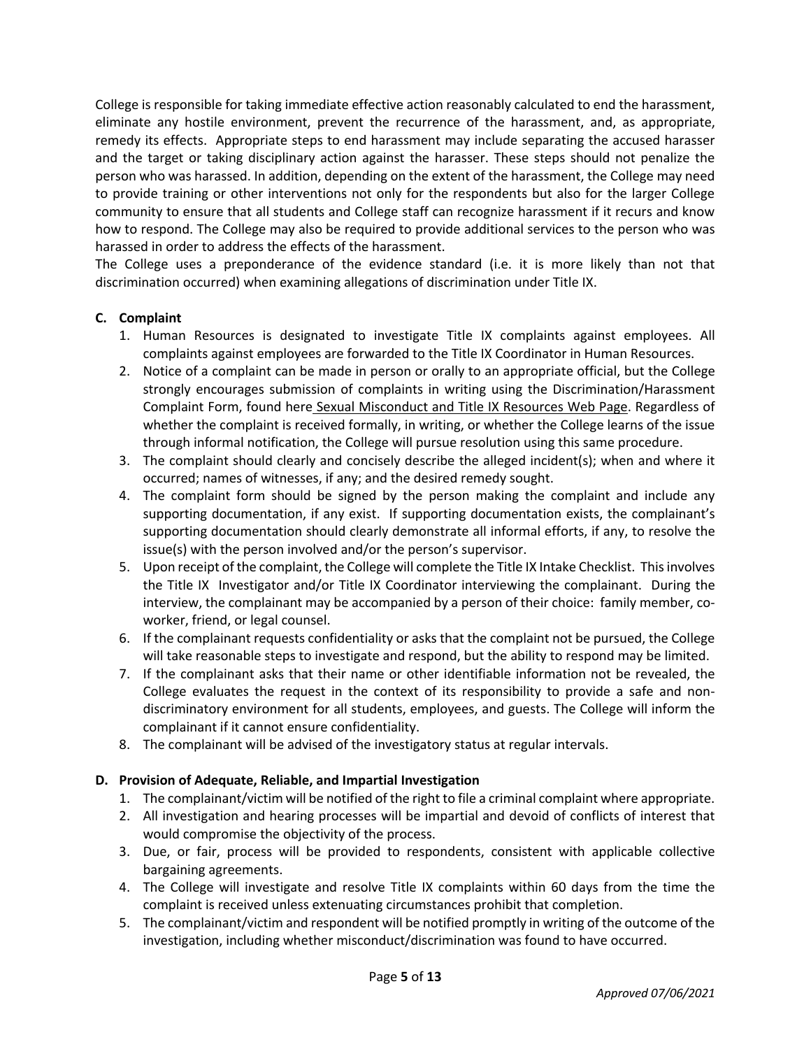College is responsible for taking immediate effective action reasonably calculated to end the harassment, eliminate any hostile environment, prevent the recurrence of the harassment, and, as appropriate, remedy its effects. Appropriate steps to end harassment may include separating the accused harasser and the target or taking disciplinary action against the harasser. These steps should not penalize the person who was harassed. In addition, depending on the extent of the harassment, the College may need to provide training or other interventions not only for the respondents but also for the larger College community to ensure that all students and College staff can recognize harassment if it recurs and know how to respond. The College may also be required to provide additional services to the person who was harassed in order to address the effects of the harassment.

The College uses a preponderance of the evidence standard (i.e. it is more likely than not that discrimination occurred) when examining allegations of discrimination under Title IX.

**C. Complaint**

1. Human Resources is designated to investigate Title IX complaints against employees. All complaints against employees are forwarded to the Title IX Coordinator in Human Resources.
2. Notice of a complaint can be made in person or orally to an appropriate official, but the College strongly encourages submission of complaints in writing using the Discrimination/Harassment Complaint Form, found here Sexual Misconduct and Title IX Resources Web Page. Regardless of whether the complaint is received formally, in writing, or whether the College learns of the issue through informal notification, the College will pursue resolution using this same procedure.
3. The complaint should clearly and concisely describe the alleged incident(s); when and where it occurred; names of witnesses, if any; and the desired remedy sought.
4. The complaint form should be signed by the person making the complaint and include any supporting documentation, if any exist. If supporting documentation exists, the complainant's supporting documentation should clearly demonstrate all informal efforts, if any, to resolve the issue(s) with the person involved and/or the person's supervisor.
5. Upon receipt of the complaint, the College will complete the Title IX Intake Checklist. This involves the Title IX Investigator and/or Title IX Coordinator interviewing the complainant. During the interview, the complainant may be accompanied by a person of their choice: family member, co-worker, friend, or legal counsel.
6. If the complainant requests confidentiality or asks that the complaint not be pursued, the College will take reasonable steps to investigate and respond, but the ability to respond may be limited.
7. If the complainant asks that their name or other identifiable information not be revealed, the College evaluates the request in the context of its responsibility to provide a safe and non-discriminatory environment for all students, employees, and guests. The College will inform the complainant if it cannot ensure confidentiality.
8. The complainant will be advised of the investigatory status at regular intervals.

**D. Provision of Adequate, Reliable, and Impartial Investigation**

1. The complainant/victim will be notified of the right to file a criminal complaint where appropriate.
2. All investigation and hearing processes will be impartial and devoid of conflicts of interest that would compromise the objectivity of the process.
3. Due, or fair, process will be provided to respondents, consistent with applicable collective bargaining agreements.
4. The College will investigate and resolve Title IX complaints within 60 days from the time the complaint is received unless extenuating circumstances prohibit that completion.
5. The complainant/victim and respondent will be notified promptly in writing of the outcome of the investigation, including whether misconduct/discrimination was found to have occurred.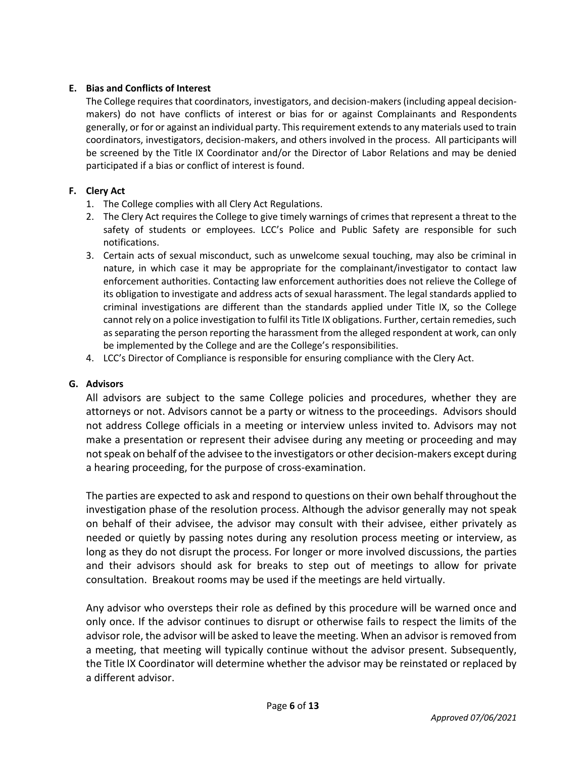**E. Bias and Conflicts of Interest**

The College requires that coordinators, investigators, and decision-makers (including appeal decision-makers) do not have conflicts of interest or bias for or against Complainants and Respondents generally, or for or against an individual party. This requirement extends to any materials used to train coordinators, investigators, decision-makers, and others involved in the process. All participants will be screened by the Title IX Coordinator and/or the Director of Labor Relations and may be denied participated if a bias or conflict of interest is found.

**F. Clery Act**

1. The College complies with all Clery Act Regulations.
2. The Clery Act requires the College to give timely warnings of crimes that represent a threat to the safety of students or employees. LCC's Police and Public Safety are responsible for such notifications.
3. Certain acts of sexual misconduct, such as unwelcome sexual touching, may also be criminal in nature, in which case it may be appropriate for the complainant/investigator to contact law enforcement authorities. Contacting law enforcement authorities does not relieve the College of its obligation to investigate and address acts of sexual harassment. The legal standards applied to criminal investigations are different than the standards applied under Title IX, so the College cannot rely on a police investigation to fulfil its Title IX obligations. Further, certain remedies, such as separating the person reporting the harassment from the alleged respondent at work, can only be implemented by the College and are the College's responsibilities.
4. LCC's Director of Compliance is responsible for ensuring compliance with the Clery Act.

**G. Advisors**

All advisors are subject to the same College policies and procedures, whether they are attorneys or not. Advisors cannot be a party or witness to the proceedings. Advisors should not address College officials in a meeting or interview unless invited to. Advisors may not make a presentation or represent their advisee during any meeting or proceeding and may not speak on behalf of the advisee to the investigators or other decision-makers except during a hearing proceeding, for the purpose of cross-examination.

The parties are expected to ask and respond to questions on their own behalf throughout the investigation phase of the resolution process. Although the advisor generally may not speak on behalf of their advisee, the advisor may consult with their advisee, either privately as needed or quietly by passing notes during any resolution process meeting or interview, as long as they do not disrupt the process. For longer or more involved discussions, the parties and their advisors should ask for breaks to step out of meetings to allow for private consultation. Breakout rooms may be used if the meetings are held virtually.

Any advisor who oversteps their role as defined by this procedure will be warned once and only once. If the advisor continues to disrupt or otherwise fails to respect the limits of the advisor role, the advisor will be asked to leave the meeting. When an advisor is removed from a meeting, that meeting will typically continue without the advisor present. Subsequently, the Title IX Coordinator will determine whether the advisor may be reinstated or replaced by a different advisor.

*Approved 07/06/2021*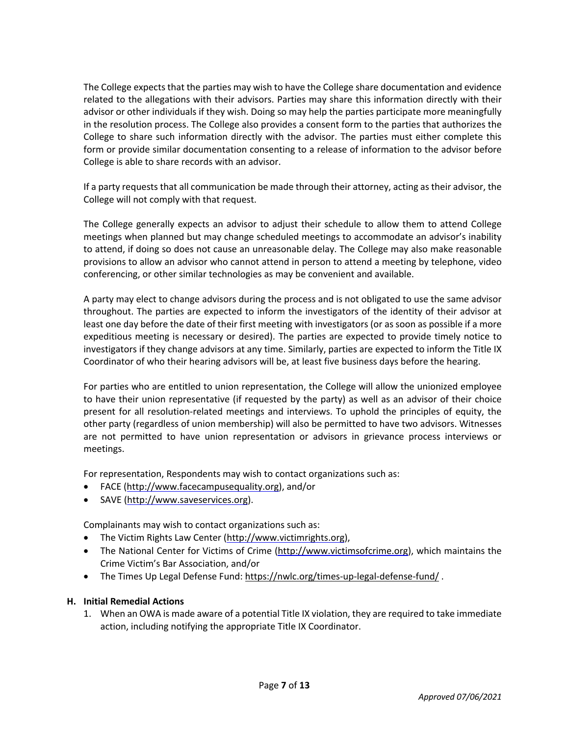The College expects that the parties may wish to have the College share documentation and evidence related to the allegations with their advisors. Parties may share this information directly with their advisor or other individuals if they wish. Doing so may help the parties participate more meaningfully in the resolution process. The College also provides a consent form to the parties that authorizes the College to share such information directly with the advisor. The parties must either complete this form or provide similar documentation consenting to a release of information to the advisor before College is able to share records with an advisor.

If a party requests that all communication be made through their attorney, acting as their advisor, the College will not comply with that request.

The College generally expects an advisor to adjust their schedule to allow them to attend College meetings when planned but may change scheduled meetings to accommodate an advisor's inability to attend, if doing so does not cause an unreasonable delay. The College may also make reasonable provisions to allow an advisor who cannot attend in person to attend a meeting by telephone, video conferencing, or other similar technologies as may be convenient and available.

A party may elect to change advisors during the process and is not obligated to use the same advisor throughout. The parties are expected to inform the investigators of the identity of their advisor at least one day before the date of their first meeting with investigators (or as soon as possible if a more expeditious meeting is necessary or desired). The parties are expected to provide timely notice to investigators if they change advisors at any time. Similarly, parties are expected to inform the Title IX Coordinator of who their hearing advisors will be, at least five business days before the hearing.

For parties who are entitled to union representation, the College will allow the unionized employee to have their union representative (if requested by the party) as well as an advisor of their choice present for all resolution-related meetings and interviews. To uphold the principles of equity, the other party (regardless of union membership) will also be permitted to have two advisors. Witnesses are not permitted to have union representation or advisors in grievance process interviews or meetings.

For representation, Respondents may wish to contact organizations such as:

- FACE (http://www.facecampusequality.org), and/or
- SAVE (http://www.saveservices.org).

Complainants may wish to contact organizations such as:

- The Victim Rights Law Center (http://www.victimrights.org),
- The National Center for Victims of Crime (http://www.victimsofcrime.org), which maintains the Crime Victim's Bar Association, and/or
- The Times Up Legal Defense Fund: https://nwlc.org/times-up-legal-defense-fund/ .

### H. Initial Remedial Actions

1. When an OWA is made aware of a potential Title IX violation, they are required to take immediate action, including notifying the appropriate Title IX Coordinator.

*Approved 07/06/2021*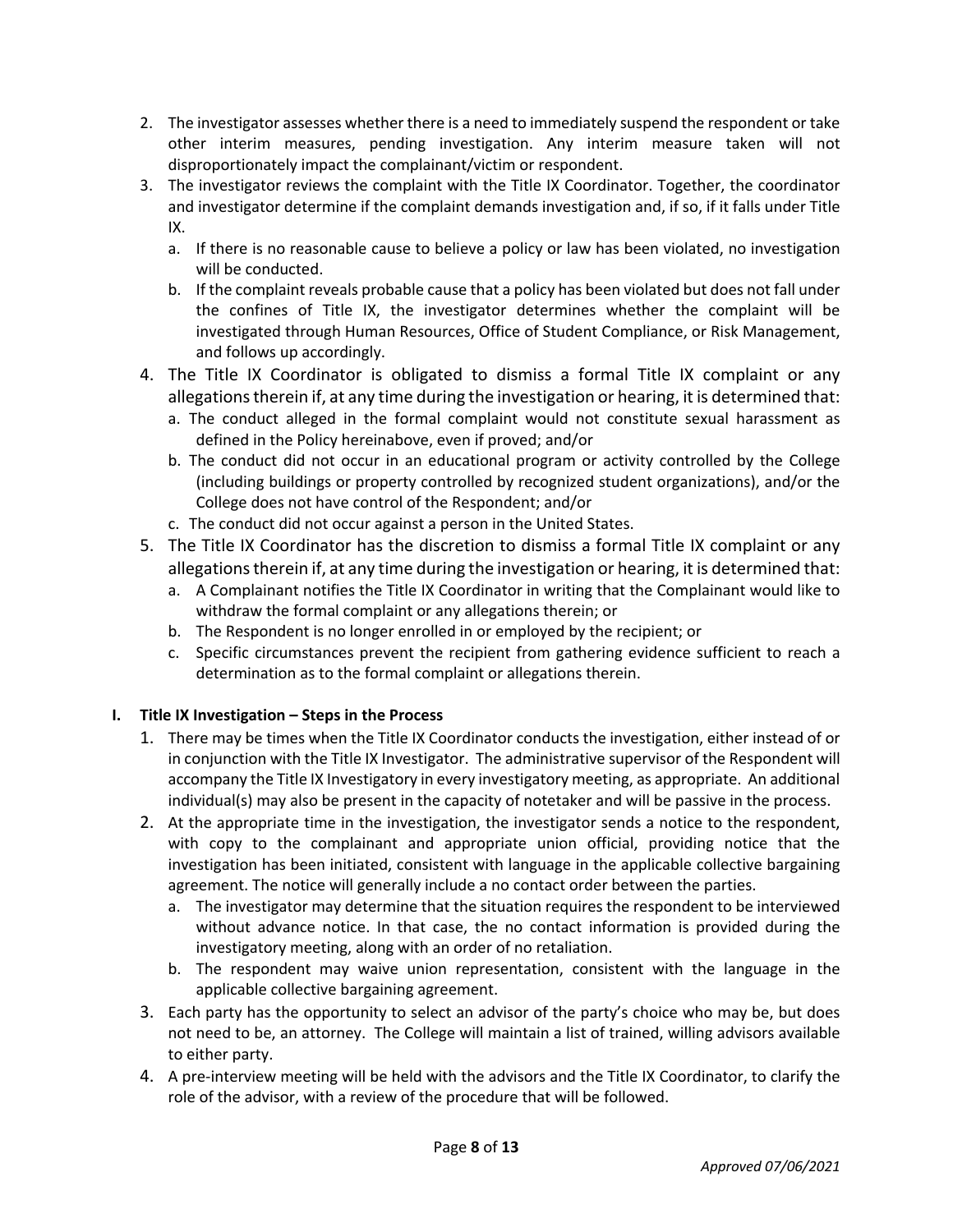2. The investigator assesses whether there is a need to immediately suspend the respondent or take other interim measures, pending investigation. Any interim measure taken will not disproportionately impact the complainant/victim or respondent.
3. The investigator reviews the complaint with the Title IX Coordinator. Together, the coordinator and investigator determine if the complaint demands investigation and, if so, if it falls under Title IX.
   a. If there is no reasonable cause to believe a policy or law has been violated, no investigation will be conducted.
   b. If the complaint reveals probable cause that a policy has been violated but does not fall under the confines of Title IX, the investigator determines whether the complaint will be investigated through Human Resources, Office of Student Compliance, or Risk Management, and follows up accordingly.
4. The Title IX Coordinator is obligated to dismiss a formal Title IX complaint or any allegations therein if, at any time during the investigation or hearing, it is determined that:
   a. The conduct alleged in the formal complaint would not constitute sexual harassment as defined in the Policy hereinabove, even if proved; and/or
   b. The conduct did not occur in an educational program or activity controlled by the College (including buildings or property controlled by recognized student organizations), and/or the College does not have control of the Respondent; and/or
   c. The conduct did not occur against a person in the United States.
5. The Title IX Coordinator has the discretion to dismiss a formal Title IX complaint or any allegations therein if, at any time during the investigation or hearing, it is determined that:
   a. A Complainant notifies the Title IX Coordinator in writing that the Complainant would like to withdraw the formal complaint or any allegations therein; or
   b. The Respondent is no longer enrolled in or employed by the recipient; or
   c. Specific circumstances prevent the recipient from gathering evidence sufficient to reach a determination as to the formal complaint or allegations therein.

**I. Title IX Investigation – Steps in the Process**

1. There may be times when the Title IX Coordinator conducts the investigation, either instead of or in conjunction with the Title IX Investigator. The administrative supervisor of the Respondent will accompany the Title IX Investigatory in every investigatory meeting, as appropriate. An additional individual(s) may also be present in the capacity of notetaker and will be passive in the process.
2. At the appropriate time in the investigation, the investigator sends a notice to the respondent, with copy to the complainant and appropriate union official, providing notice that the investigation has been initiated, consistent with language in the applicable collective bargaining agreement. The notice will generally include a no contact order between the parties.
   a. The investigator may determine that the situation requires the respondent to be interviewed without advance notice. In that case, the no contact information is provided during the investigatory meeting, along with an order of no retaliation.
   b. The respondent may waive union representation, consistent with the language in the applicable collective bargaining agreement.
3. Each party has the opportunity to select an advisor of the party's choice who may be, but does not need to be, an attorney. The College will maintain a list of trained, willing advisors available to either party.
4. A pre-interview meeting will be held with the advisors and the Title IX Coordinator, to clarify the role of the advisor, with a review of the procedure that will be followed.

*Approved 07/06/2021*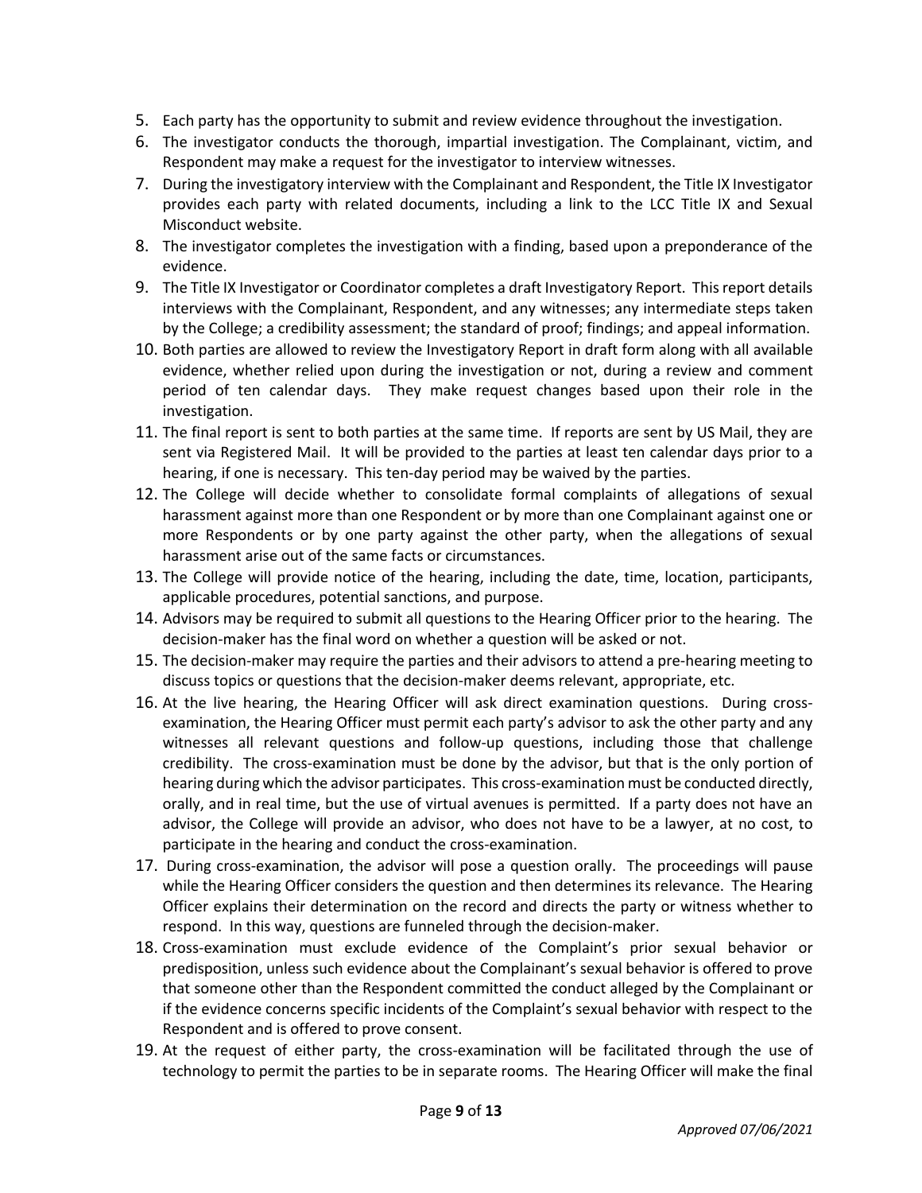5. Each party has the opportunity to submit and review evidence throughout the investigation.
6. The investigator conducts the thorough, impartial investigation. The Complainant, victim, and Respondent may make a request for the investigator to interview witnesses.
7. During the investigatory interview with the Complainant and Respondent, the Title IX Investigator provides each party with related documents, including a link to the LCC Title IX and Sexual Misconduct website.
8. The investigator completes the investigation with a finding, based upon a preponderance of the evidence.
9. The Title IX Investigator or Coordinator completes a draft Investigatory Report. This report details interviews with the Complainant, Respondent, and any witnesses; any intermediate steps taken by the College; a credibility assessment; the standard of proof; findings; and appeal information.
10. Both parties are allowed to review the Investigatory Report in draft form along with all available evidence, whether relied upon during the investigation or not, during a review and comment period of ten calendar days. They make request changes based upon their role in the investigation.
11. The final report is sent to both parties at the same time. If reports are sent by US Mail, they are sent via Registered Mail. It will be provided to the parties at least ten calendar days prior to a hearing, if one is necessary. This ten-day period may be waived by the parties.
12. The College will decide whether to consolidate formal complaints of allegations of sexual harassment against more than one Respondent or by more than one Complainant against one or more Respondents or by one party against the other party, when the allegations of sexual harassment arise out of the same facts or circumstances.
13. The College will provide notice of the hearing, including the date, time, location, participants, applicable procedures, potential sanctions, and purpose.
14. Advisors may be required to submit all questions to the Hearing Officer prior to the hearing. The decision-maker has the final word on whether a question will be asked or not.
15. The decision-maker may require the parties and their advisors to attend a pre-hearing meeting to discuss topics or questions that the decision-maker deems relevant, appropriate, etc.
16. At the live hearing, the Hearing Officer will ask direct examination questions. During cross-examination, the Hearing Officer must permit each party's advisor to ask the other party and any witnesses all relevant questions and follow-up questions, including those that challenge credibility. The cross-examination must be done by the advisor, but that is the only portion of hearing during which the advisor participates. This cross-examination must be conducted directly, orally, and in real time, but the use of virtual avenues is permitted. If a party does not have an advisor, the College will provide an advisor, who does not have to be a lawyer, at no cost, to participate in the hearing and conduct the cross-examination.
17. During cross-examination, the advisor will pose a question orally. The proceedings will pause while the Hearing Officer considers the question and then determines its relevance. The Hearing Officer explains their determination on the record and directs the party or witness whether to respond. In this way, questions are funneled through the decision-maker.
18. Cross-examination must exclude evidence of the Complaint's prior sexual behavior or predisposition, unless such evidence about the Complainant's sexual behavior is offered to prove that someone other than the Respondent committed the conduct alleged by the Complainant or if the evidence concerns specific incidents of the Complaint's sexual behavior with respect to the Respondent and is offered to prove consent.
19. At the request of either party, the cross-examination will be facilitated through the use of technology to permit the parties to be in separate rooms. The Hearing Officer will make the final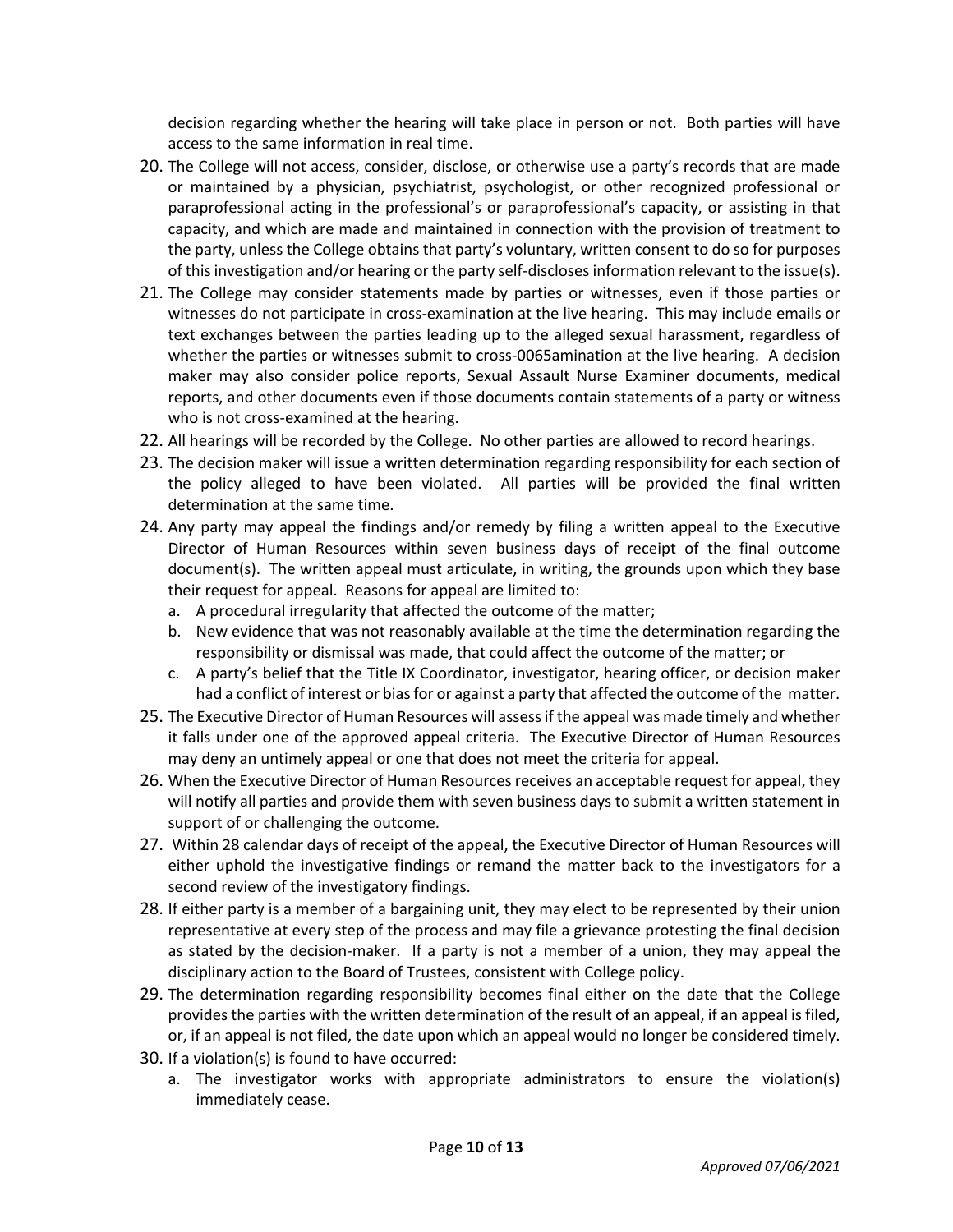decision regarding whether the hearing will take place in person or not. Both parties will have access to the same information in real time.

20. The College will not access, consider, disclose, or otherwise use a party's records that are made or maintained by a physician, psychiatrist, psychologist, or other recognized professional or paraprofessional acting in the professional's or paraprofessional's capacity, or assisting in that capacity, and which are made and maintained in connection with the provision of treatment to the party, unless the College obtains that party's voluntary, written consent to do so for purposes of this investigation and/or hearing or the party self-discloses information relevant to the issue(s).
21. The College may consider statements made by parties or witnesses, even if those parties or witnesses do not participate in cross-examination at the live hearing. This may include emails or text exchanges between the parties leading up to the alleged sexual harassment, regardless of whether the parties or witnesses submit to cross-0065amination at the live hearing. A decision maker may also consider police reports, Sexual Assault Nurse Examiner documents, medical reports, and other documents even if those documents contain statements of a party or witness who is not cross-examined at the hearing.
22. All hearings will be recorded by the College. No other parties are allowed to record hearings.
23. The decision maker will issue a written determination regarding responsibility for each section of the policy alleged to have been violated. All parties will be provided the final written determination at the same time.
24. Any party may appeal the findings and/or remedy by filing a written appeal to the Executive Director of Human Resources within seven business days of receipt of the final outcome document(s). The written appeal must articulate, in writing, the grounds upon which they base their request for appeal. Reasons for appeal are limited to:
    a. A procedural irregularity that affected the outcome of the matter;
    b. New evidence that was not reasonably available at the time the determination regarding the responsibility or dismissal was made, that could affect the outcome of the matter; or
    c. A party's belief that the Title IX Coordinator, investigator, hearing officer, or decision maker had a conflict of interest or bias for or against a party that affected the outcome of the matter.
25. The Executive Director of Human Resources will assess if the appeal was made timely and whether it falls under one of the approved appeal criteria. The Executive Director of Human Resources may deny an untimely appeal or one that does not meet the criteria for appeal.
26. When the Executive Director of Human Resources receives an acceptable request for appeal, they will notify all parties and provide them with seven business days to submit a written statement in support of or challenging the outcome.
27. Within 28 calendar days of receipt of the appeal, the Executive Director of Human Resources will either uphold the investigative findings or remand the matter back to the investigators for a second review of the investigatory findings.
28. If either party is a member of a bargaining unit, they may elect to be represented by their union representative at every step of the process and may file a grievance protesting the final decision as stated by the decision-maker. If a party is not a member of a union, they may appeal the disciplinary action to the Board of Trustees, consistent with College policy.
29. The determination regarding responsibility becomes final either on the date that the College provides the parties with the written determination of the result of an appeal, if an appeal is filed, or, if an appeal is not filed, the date upon which an appeal would no longer be considered timely.
30. If a violation(s) is found to have occurred:
    a. The investigator works with appropriate administrators to ensure the violation(s) immediately cease.

*Approved 07/06/2021*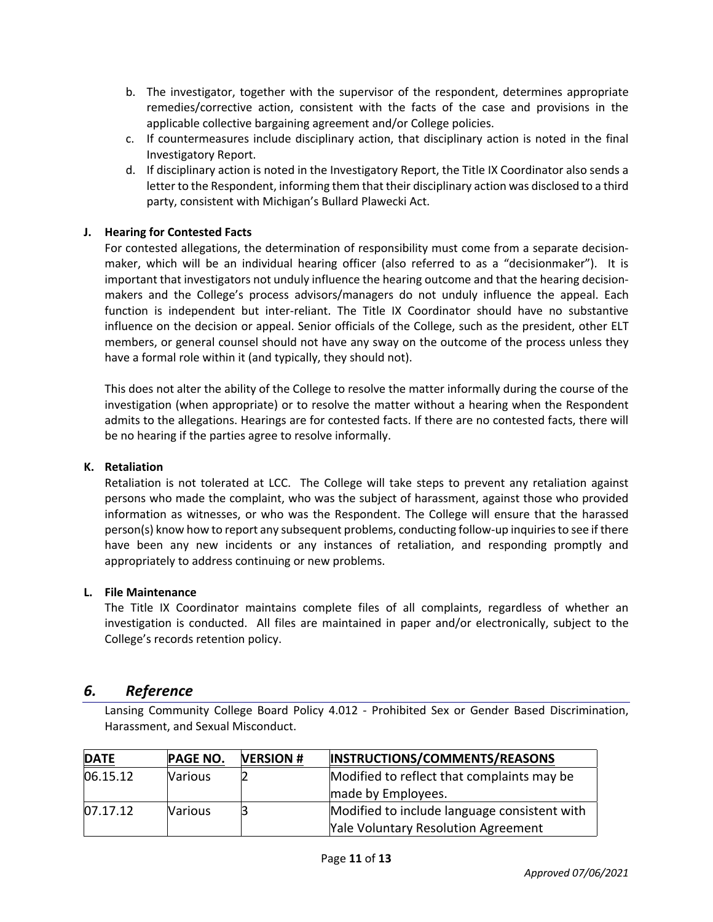b. The investigator, together with the supervisor of the respondent, determines appropriate remedies/corrective action, consistent with the facts of the case and provisions in the applicable collective bargaining agreement and/or College policies.
c. If countermeasures include disciplinary action, that disciplinary action is noted in the final Investigatory Report.
d. If disciplinary action is noted in the Investigatory Report, the Title IX Coordinator also sends a letter to the Respondent, informing them that their disciplinary action was disclosed to a third party, consistent with Michigan's Bullard Plawecki Act.

**J. Hearing for Contested Facts**

For contested allegations, the determination of responsibility must come from a separate decision-maker, which will be an individual hearing officer (also referred to as a "decisionmaker"). It is important that investigators not unduly influence the hearing outcome and that the hearing decision-makers and the College's process advisors/managers do not unduly influence the appeal. Each function is independent but inter-reliant. The Title IX Coordinator should have no substantive influence on the decision or appeal. Senior officials of the College, such as the president, other ELT members, or general counsel should not have any sway on the outcome of the process unless they have a formal role within it (and typically, they should not).

This does not alter the ability of the College to resolve the matter informally during the course of the investigation (when appropriate) or to resolve the matter without a hearing when the Respondent admits to the allegations. Hearings are for contested facts. If there are no contested facts, there will be no hearing if the parties agree to resolve informally.

**K. Retaliation**

Retaliation is not tolerated at LCC. The College will take steps to prevent any retaliation against persons who made the complaint, who was the subject of harassment, against those who provided information as witnesses, or who was the Respondent. The College will ensure that the harassed person(s) know how to report any subsequent problems, conducting follow-up inquiries to see if there have been any new incidents or any instances of retaliation, and responding promptly and appropriately to address continuing or new problems.

**L. File Maintenance**

The Title IX Coordinator maintains complete files of all complaints, regardless of whether an investigation is conducted. All files are maintained in paper and/or electronically, subject to the College's records retention policy.

## *6. Reference*

Lansing Community College Board Policy 4.012 - Prohibited Sex or Gender Based Discrimination, Harassment, and Sexual Misconduct.

| DATE | PAGE NO. | VERSION # | INSTRUCTIONS/COMMENTS/REASONS |
|---|---|---|---|
| 06.15.12 | Various | 2 | Modified to reflect that complaints may be made by Employees. |
| 07.17.12 | Various | 3 | Modified to include language consistent with Yale Voluntary Resolution Agreement |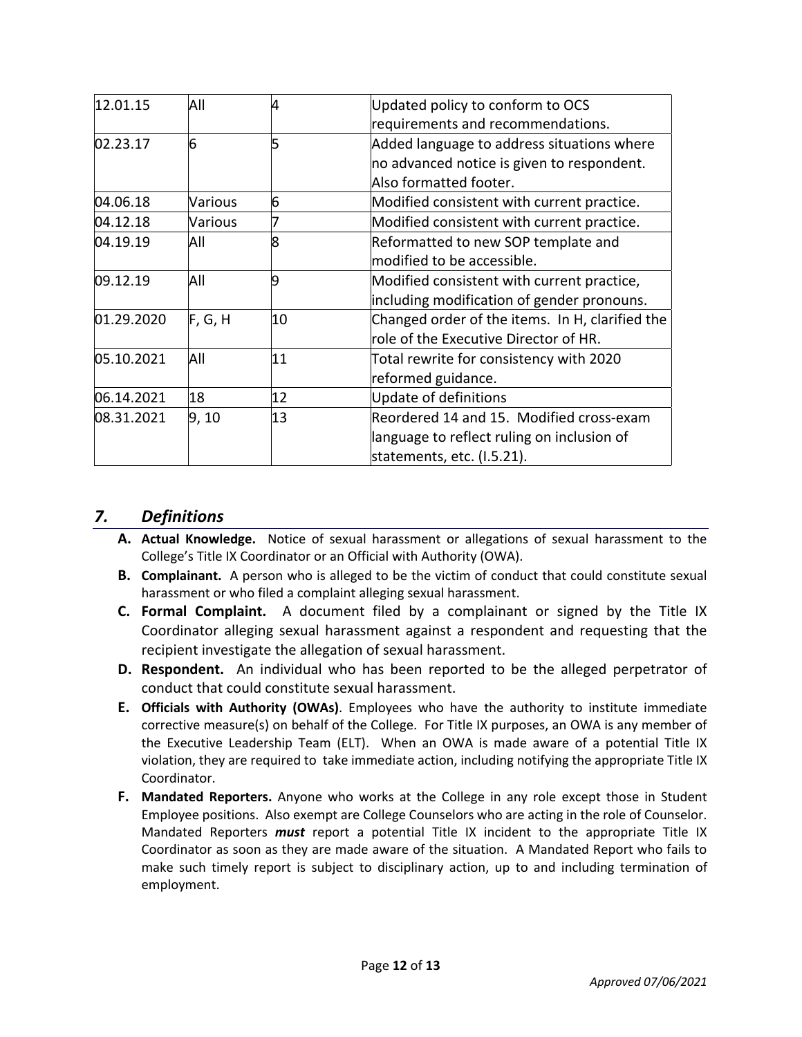| 12.01.15 | All | 4 | Updated policy to conform to OCS requirements and recommendations. |
|---|---|---|---|
| 02.23.17 | 6 | 5 | Added language to address situations where no advanced notice is given to respondent. Also formatted footer. |
| 04.06.18 | Various | 6 | Modified consistent with current practice. |
| 04.12.18 | Various | 7 | Modified consistent with current practice. |
| 04.19.19 | All | 8 | Reformatted to new SOP template and modified to be accessible. |
| 09.12.19 | All | 9 | Modified consistent with current practice, including modification of gender pronouns. |
| 01.29.2020 | F, G, H | 10 | Changed order of the items. In H, clarified the role of the Executive Director of HR. |
| 05.10.2021 | All | 11 | Total rewrite for consistency with 2020 reformed guidance. |
| 06.14.2021 | 18 | 12 | Update of definitions |
| 08.31.2021 | 9, 10 | 13 | Reordered 14 and 15. Modified cross-exam language to reflect ruling on inclusion of statements, etc. (I.5.21). |

## *7. Definitions*

**A. Actual Knowledge.** Notice of sexual harassment or allegations of sexual harassment to the College's Title IX Coordinator or an Official with Authority (OWA).

**B. Complainant.** A person who is alleged to be the victim of conduct that could constitute sexual harassment or who filed a complaint alleging sexual harassment.

**C. Formal Complaint.** A document filed by a complainant or signed by the Title IX Coordinator alleging sexual harassment against a respondent and requesting that the recipient investigate the allegation of sexual harassment.

**D. Respondent.** An individual who has been reported to be the alleged perpetrator of conduct that could constitute sexual harassment.

**E. Officials with Authority (OWAs)**. Employees who have the authority to institute immediate corrective measure(s) on behalf of the College. For Title IX purposes, an OWA is any member of the Executive Leadership Team (ELT). When an OWA is made aware of a potential Title IX violation, they are required to take immediate action, including notifying the appropriate Title IX Coordinator.

**F. Mandated Reporters.** Anyone who works at the College in any role except those in Student Employee positions. Also exempt are College Counselors who are acting in the role of Counselor. Mandated Reporters ***must*** report a potential Title IX incident to the appropriate Title IX Coordinator as soon as they are made aware of the situation. A Mandated Report who fails to make such timely report is subject to disciplinary action, up to and including termination of employment.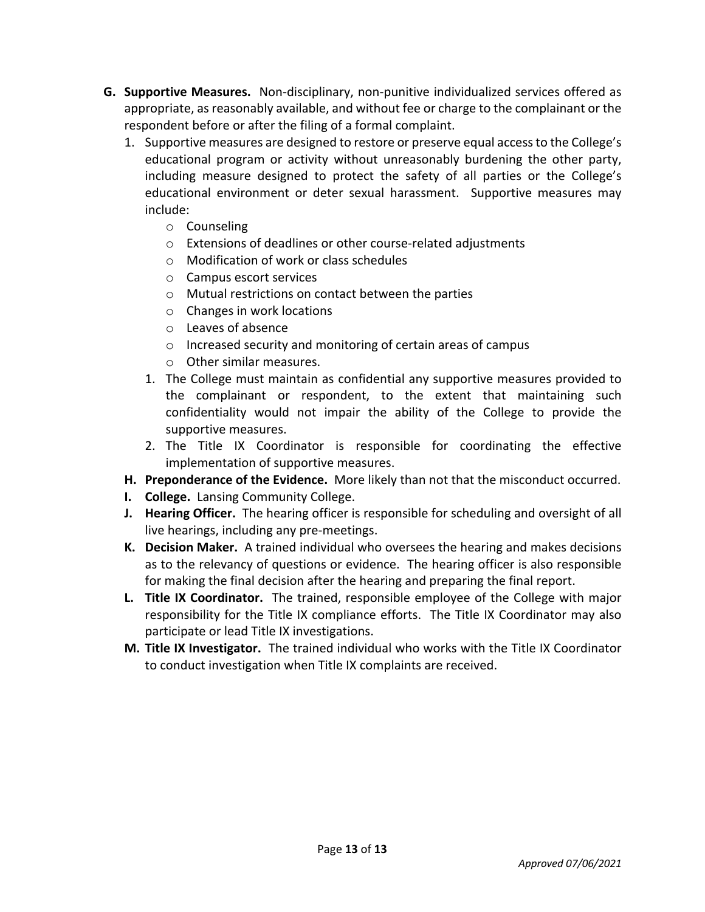**G. Supportive Measures.** Non-disciplinary, non-punitive individualized services offered as appropriate, as reasonably available, and without fee or charge to the complainant or the respondent before or after the filing of a formal complaint.

1. Supportive measures are designed to restore or preserve equal access to the College's educational program or activity without unreasonably burdening the other party, including measure designed to protect the safety of all parties or the College's educational environment or deter sexual harassment. Supportive measures may include:
   - Counseling
   - Extensions of deadlines or other course-related adjustments
   - Modification of work or class schedules
   - Campus escort services
   - Mutual restrictions on contact between the parties
   - Changes in work locations
   - Leaves of absence
   - Increased security and monitoring of certain areas of campus
   - Other similar measures.

1. The College must maintain as confidential any supportive measures provided to the complainant or respondent, to the extent that maintaining such confidentiality would not impair the ability of the College to provide the supportive measures.
2. The Title IX Coordinator is responsible for coordinating the effective implementation of supportive measures.

**H. Preponderance of the Evidence.** More likely than not that the misconduct occurred.

**I. College.** Lansing Community College.

**J. Hearing Officer.** The hearing officer is responsible for scheduling and oversight of all live hearings, including any pre-meetings.

**K. Decision Maker.** A trained individual who oversees the hearing and makes decisions as to the relevancy of questions or evidence. The hearing officer is also responsible for making the final decision after the hearing and preparing the final report.

**L. Title IX Coordinator.** The trained, responsible employee of the College with major responsibility for the Title IX compliance efforts. The Title IX Coordinator may also participate or lead Title IX investigations.

**M. Title IX Investigator.** The trained individual who works with the Title IX Coordinator to conduct investigation when Title IX complaints are received.

*Approved 07/06/2021*